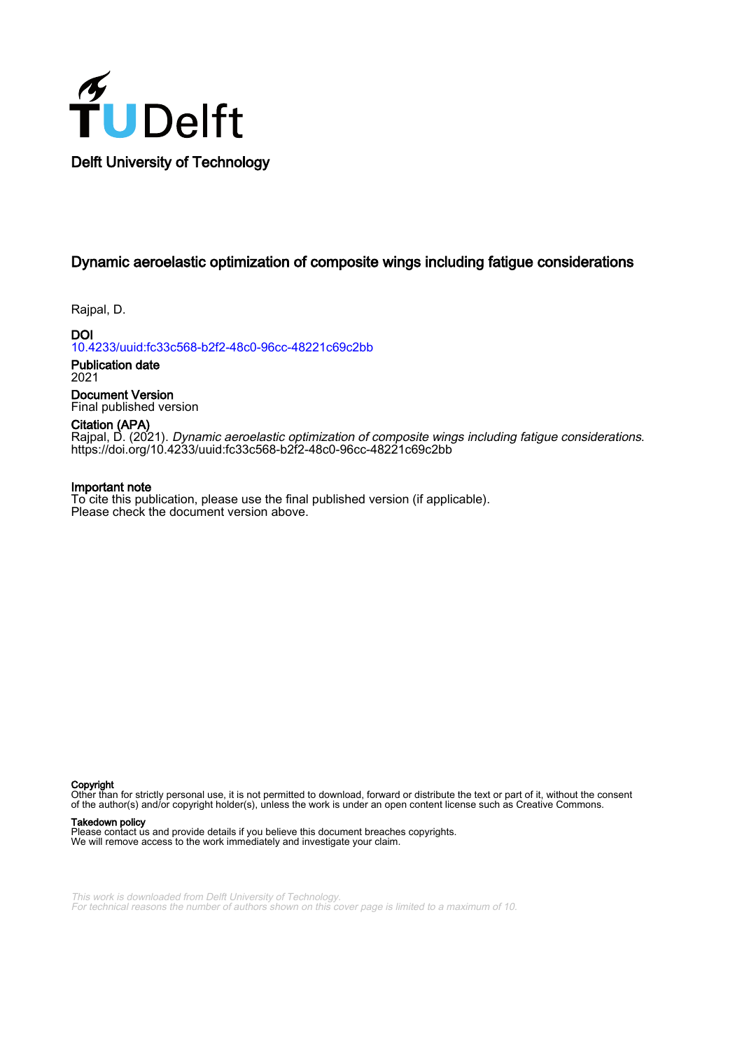Delft University of Technology

# Dynamic aeroelastic optimization of composite wings including fatigue considerations

Rajpal, D.

**DOI**
10.4233/uuid:fc33c568-b2f2-48c0-96cc-48221c69c2bb

**Publication date**
2021

**Document Version**
Final published version

**Citation (APA)**
Rajpal, D. (2021). *Dynamic aeroelastic optimization of composite wings including fatigue considerations*. https://doi.org/10.4233/uuid:fc33c568-b2f2-48c0-96cc-48221c69c2bb

**Important note**
To cite this publication, please use the final published version (if applicable).
Please check the document version above.

**Copyright**
Other than for strictly personal use, it is not permitted to download, forward or distribute the text or part of it, without the consent of the author(s) and/or copyright holder(s), unless the work is under an open content license such as Creative Commons.

**Takedown policy**
Please contact us and provide details if you believe this document breaches copyrights.
We will remove access to the work immediately and investigate your claim.

This work is downloaded from Delft University of Technology.
For technical reasons the number of authors shown on this cover page is limited to a maximum of 10.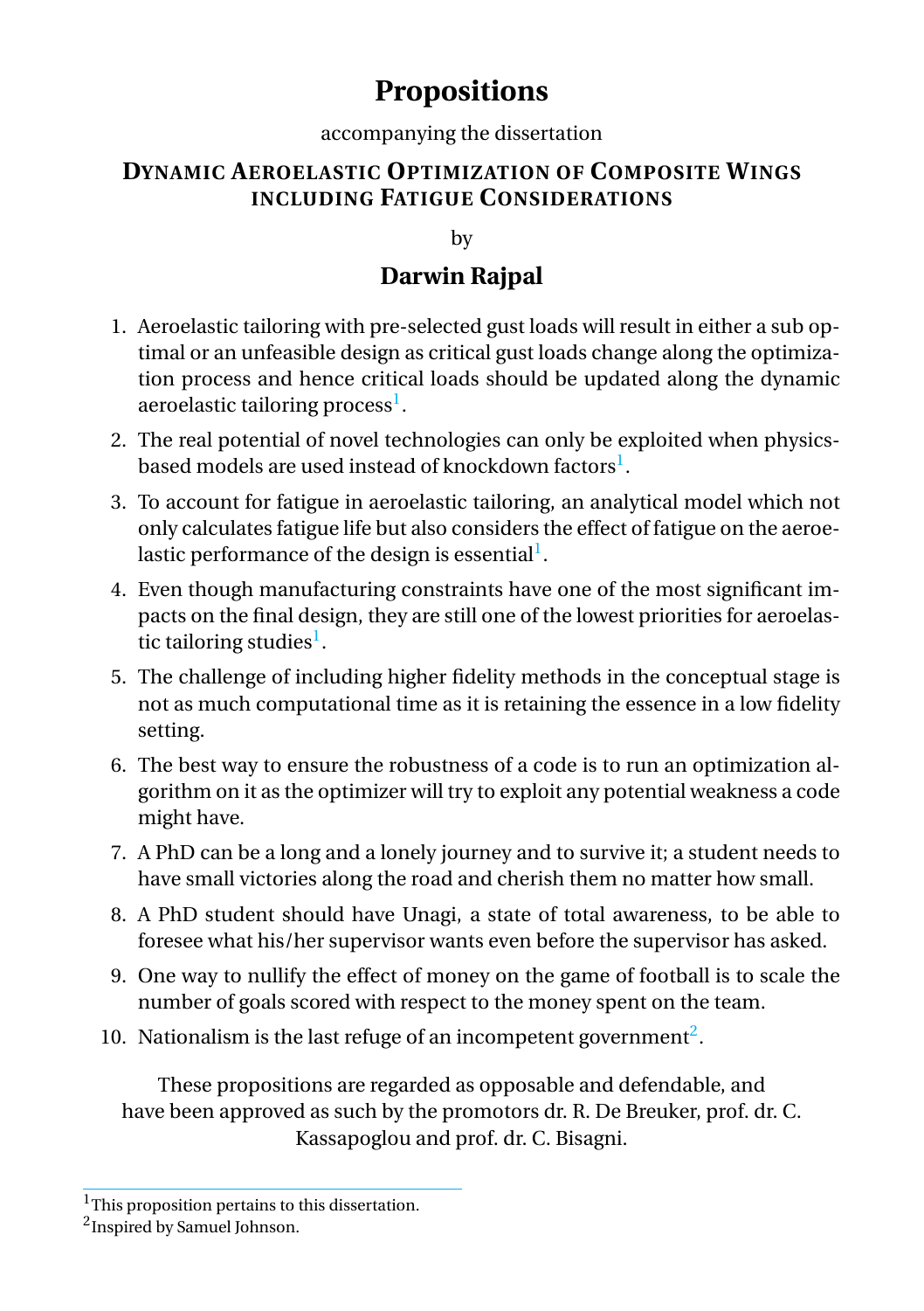# Propositions

accompanying the dissertation

## DYNAMIC AEROELASTIC OPTIMIZATION OF COMPOSITE WINGS INCLUDING FATIGUE CONSIDERATIONS

by

## Darwin Rajpal

1. Aeroelastic tailoring with pre-selected gust loads will result in either a sub optimal or an unfeasible design as critical gust loads change along the optimization process and hence critical loads should be updated along the dynamic aeroelastic tailoring process[1].
2. The real potential of novel technologies can only be exploited when physics-based models are used instead of knockdown factors[1].
3. To account for fatigue in aeroelastic tailoring, an analytical model which not only calculates fatigue life but also considers the effect of fatigue on the aeroelastic performance of the design is essential[1].
4. Even though manufacturing constraints have one of the most significant impacts on the final design, they are still one of the lowest priorities for aeroelastic tailoring studies[1].
5. The challenge of including higher fidelity methods in the conceptual stage is not as much computational time as it is retaining the essence in a low fidelity setting.
6. The best way to ensure the robustness of a code is to run an optimization algorithm on it as the optimizer will try to exploit any potential weakness a code might have.
7. A PhD can be a long and a lonely journey and to survive it; a student needs to have small victories along the road and cherish them no matter how small.
8. A PhD student should have Unagi, a state of total awareness, to be able to foresee what his/her supervisor wants even before the supervisor has asked.
9. One way to nullify the effect of money on the game of football is to scale the number of goals scored with respect to the money spent on the team.
10. Nationalism is the last refuge of an incompetent government[2].

These propositions are regarded as opposable and defendable, and have been approved as such by the promotors dr. R. De Breuker, prof. dr. C. Kassapoglou and prof. dr. C. Bisagni.

---

[1] This proposition pertains to this dissertation.

[2] Inspired by Samuel Johnson.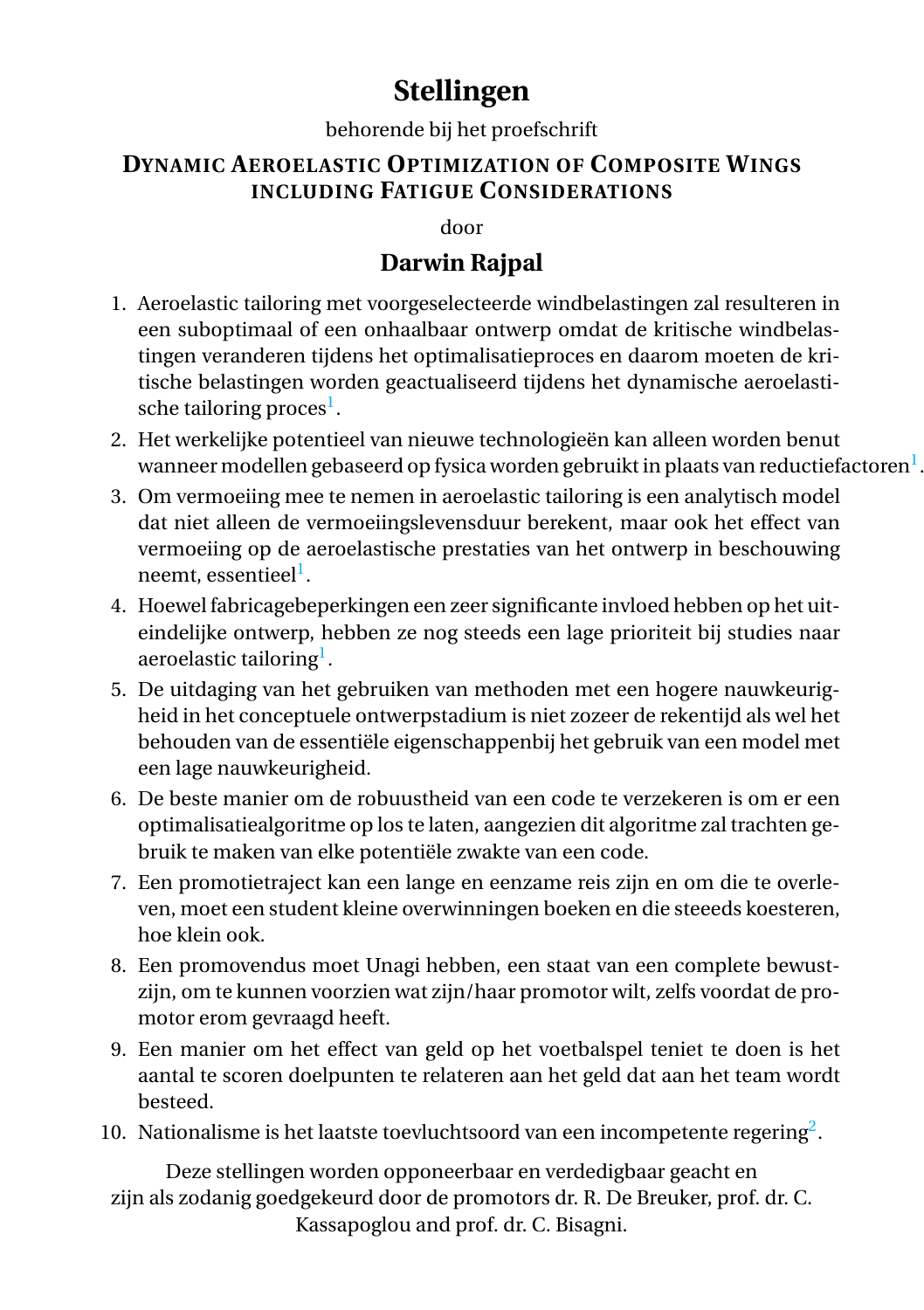# Stellingen

behorende bij het proefschrift

## DYNAMIC AEROELASTIC OPTIMIZATION OF COMPOSITE WINGS INCLUDING FATIGUE CONSIDERATIONS

door

## Darwin Rajpal

1. Aeroelastic tailoring met voorgeselecteerde windbelastingen zal resulteren in een suboptimaal of een onhaalbaar ontwerp omdat de kritische windbelastingen veranderen tijdens het optimalisatieproces en daarom moeten de kritische belastingen worden geactualiseerd tijdens het dynamische aeroelastische tailoring proces[1].
2. Het werkelijke potentieel van nieuwe technologieën kan alleen worden benut wanneer modellen gebaseerd op fysica worden gebruikt in plaats van reductiefactoren[1].
3. Om vermoeiing mee te nemen in aeroelastic tailoring is een analytisch model dat niet alleen de vermoeiingslevensduur berekent, maar ook het effect van vermoeiing op de aeroelastische prestaties van het ontwerp in beschouwing neemt, essentieel[1].
4. Hoewel fabricagebeperkingen een zeer significante invloed hebben op het uiteindelijke ontwerp, hebben ze nog steeds een lage prioriteit bij studies naar aeroelastic tailoring[1].
5. De uitdaging van het gebruiken van methoden met een hogere nauwkeurigheid in het conceptuele ontwerpstadium is niet zozeer de rekentijd als wel het behouden van de essentiële eigenschappenbij het gebruik van een model met een lage nauwkeurigheid.
6. De beste manier om de robuustheid van een code te verzekeren is om er een optimalisatiealgoritme op los te laten, aangezien dit algoritme zal trachten gebruik te maken van elke potentiële zwakte van een code.
7. Een promotietraject kan een lange en eenzame reis zijn en om die te overleven, moet een student kleine overwinningen boeken en die steeeds koesteren, hoe klein ook.
8. Een promovendus moet Unagi hebben, een staat van een complete bewustzijn, om te kunnen voorzien wat zijn/haar promotor wilt, zelfs voordat de promotor erom gevraagd heeft.
9. Een manier om het effect van geld op het voetbalspel teniet te doen is het aantal te scoren doelpunten te relateren aan het geld dat aan het team wordt besteed.
10. Nationalisme is het laatste toevluchtsoord van een incompetente regering[2].

Deze stellingen worden opponeerbaar en verdedigbaar geacht en zijn als zodanig goedgekeurd door de promotors dr. R. De Breuker, prof. dr. C. Kassapoglou and prof. dr. C. Bisagni.